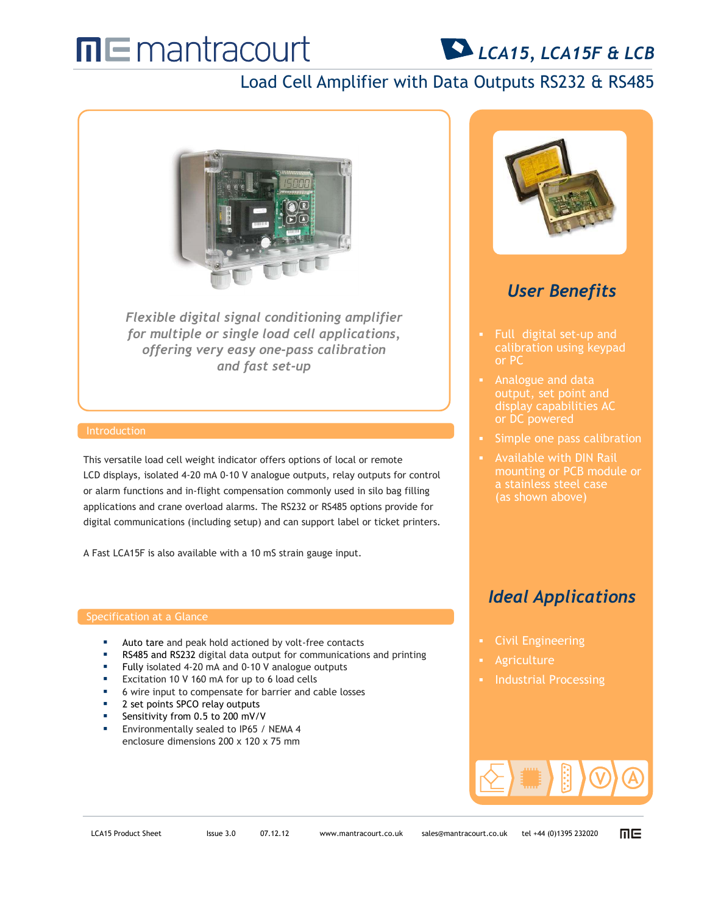# mantracourt

## LCA15, LCA15F & LCB

## Load Cell Amplifier with Data Outputs RS232 & RS485

*Flexible digital signal conditioning amplifier for multiple or single load cell applications, offering very easy one-pass calibration and fast set-up*

### Introduction

This versatile load cell weight indicator offers options of local or remote LCD displays, isolated 4-20 mA 0-10 V analogue outputs, relay outputs for control or alarm functions and in-flight compensation commonly used in silo bag filling applications and crane overload alarms. The RS232 or RS485 options provide for digital communications (including setup) and can support label or ticket printers.

A Fast LCA15F is also available with a 10 mS strain gauge input.

### Specification at a Glance

- Auto tare and peak hold actioned by volt-free contacts
- RS485 and RS232 digital data output for communications and printing
- Fully isolated 4-20 mA and 0-10 V analogue outputs
- Excitation 10 V 160 mA for up to 6 load cells
- 6 wire input to compensate for barrier and cable losses
- 2 set points SPCO relay outputs
- Sensitivity from 0.5 to 200 mV/V
- Environmentally sealed to IP65 / NEMA 4 enclosure dimensions 200 x 120 x 75 mm

## *User Benefits*

- Full digital set-up and calibration using keypad or PC
- Analogue and data output, set point and display capabilities AC or DC powered
- Simple one pass calibration
- Available with DIN Rail mounting or PCB module or a stainless steel case (as shown above)

## *Ideal Applications*

- Civil Engineering
- Agriculture
- Industrial Processing

LCA15 Product Sheet Issue 3.0 07.12.12 www.mantracourt.co.uk sales@mantracourt.co.uk tel +44 (0)1395 232020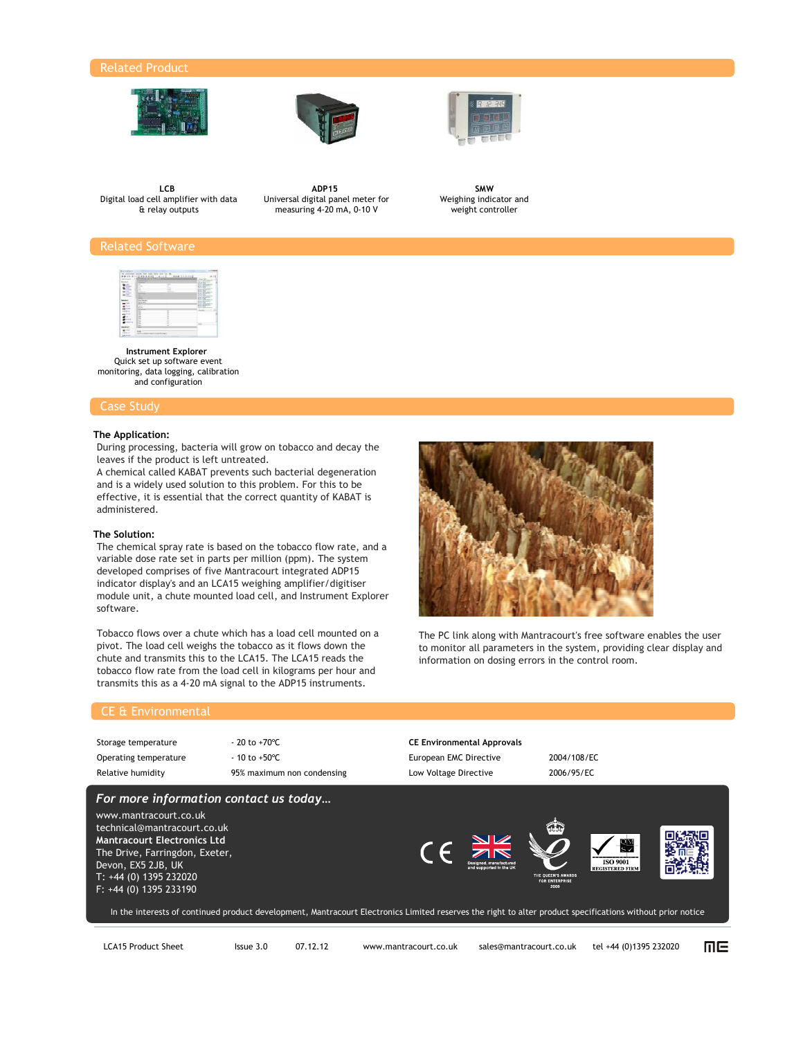## Related Product

**LCB**
Digital load cell amplifier with data & relay outputs

**ADP15**
Universal digital panel meter for measuring 4-20 mA, 0-10 V

**SMW**
Weighing indicator and weight controller

## Related Software

**Instrument Explorer**
Quick set up software event monitoring, data logging, calibration and configuration

## Case Study

**The Application:**

During processing, bacteria will grow on tobacco and decay the leaves if the product is left untreated.
A chemical called KABAT prevents such bacterial degeneration and is a widely used solution to this problem. For this to be effective, it is essential that the correct quantity of KABAT is administered.

**The Solution:**

The chemical spray rate is based on the tobacco flow rate, and a variable dose rate set in parts per million (ppm). The system developed comprises of five Mantracourt integrated ADP15 indicator display's and an LCA15 weighing amplifier/digitiser module unit, a chute mounted load cell, and Instrument Explorer software.

Tobacco flows over a chute which has a load cell mounted on a pivot. The load cell weighs the tobacco as it flows down the chute and transmits this to the LCA15. The LCA15 reads the tobacco flow rate from the load cell in kilograms per hour and transmits this as a 4-20 mA signal to the ADP15 instruments.

The PC link along with Mantracourt's free software enables the user to monitor all parameters in the system, providing clear display and information on dosing errors in the control room.

## CE & Environmental

| | |
|---|---|
| Storage temperature | - 20 to +70ºC |
| Operating temperature | - 10 to +50ºC |
| Relative humidity | 95% maximum non condensing |

| **CE Environmental Approvals** | |
|---|---|
| European EMC Directive | 2004/108/EC |
| Low Voltage Directive | 2006/95/EC |

### *For more information contact us today…*

www.mantracourt.co.uk
technical@mantracourt.co.uk
**Mantracourt Electronics Ltd**
The Drive, Farringdon, Exeter,
Devon, EX5 2JB, UK
T: +44 (0) 1395 232020
F: +44 (0) 1395 233190

Designed, manufactured and supported in the UK

THE QUEEN'S AWARDS FOR ENTERPRISE 2009

ISO 9001 REGISTERED FIRM

In the interests of continued product development, Mantracourt Electronics Limited reserves the right to alter product specifications without prior notice

LCA15 Product Sheet Issue 3.0 07.12.12 www.mantracourt.co.uk sales@mantracourt.co.uk tel +44 (0)1395 232020